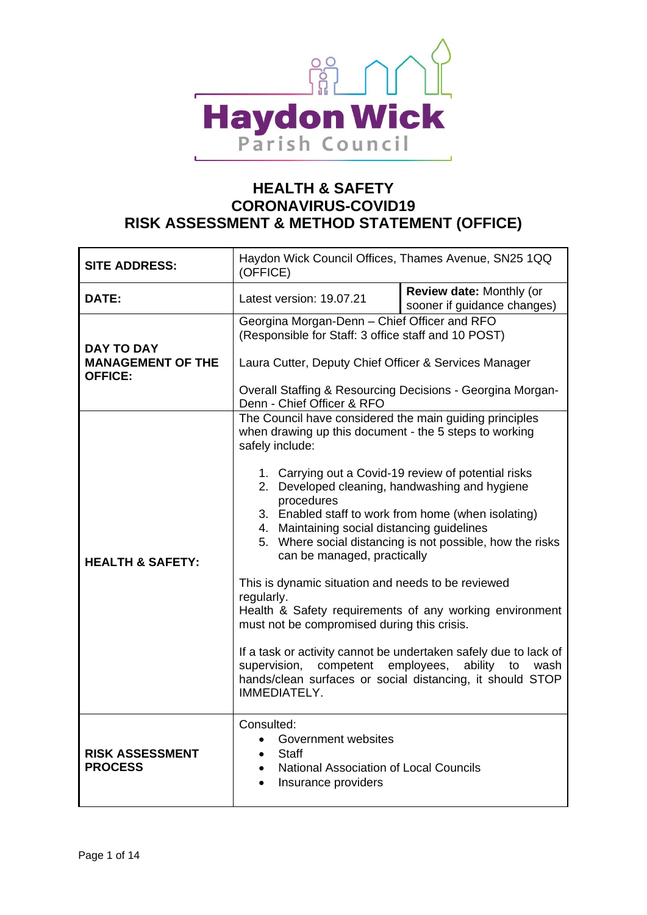Haydon Wick
Parish Council

# HEALTH & SAFETY
# CORONAVIRUS-COVID19
# RISK ASSESSMENT & METHOD STATEMENT (OFFICE)

| | | |
|---|---|---|
| **SITE ADDRESS:** | Haydon Wick Council Offices, Thames Avenue, SN25 1QQ (OFFICE) | |
| **DATE:** | Latest version: 19.07.21 | **Review date:** Monthly (or sooner if guidance changes) |
| **DAY TO DAY MANAGEMENT OF THE OFFICE:** | Georgina Morgan-Denn – Chief Officer and RFO (Responsible for Staff: 3 office staff and 10 POST)<br><br>Laura Cutter, Deputy Chief Officer & Services Manager<br><br>Overall Staffing & Resourcing Decisions - Georgina Morgan-Denn - Chief Officer & RFO | |
| **HEALTH & SAFETY:** | The Council have considered the main guiding principles when drawing up this document - the 5 steps to working safely include:<br><br>1. Carrying out a Covid-19 review of potential risks<br>2. Developed cleaning, handwashing and hygiene procedures<br>3. Enabled staff to work from home (when isolating)<br>4. Maintaining social distancing guidelines<br>5. Where social distancing is not possible, how the risks can be managed, practically<br><br>This is dynamic situation and needs to be reviewed regularly.<br>Health & Safety requirements of any working environment must not be compromised during this crisis.<br><br>If a task or activity cannot be undertaken safely due to lack of supervision, competent employees, ability to wash hands/clean surfaces or social distancing, it should STOP IMMEDIATELY. | |
| **RISK ASSESSMENT PROCESS** | Consulted:<br>• Government websites<br>• Staff<br>• National Association of Local Councils<br>• Insurance providers | |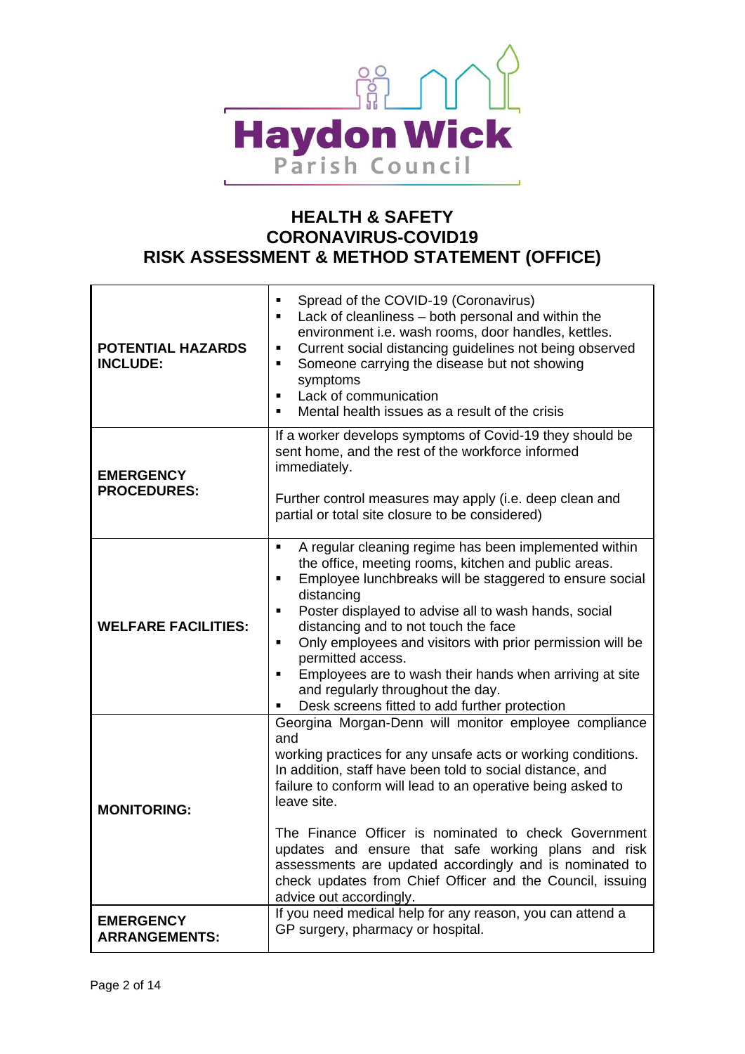Haydon Wick Parish Council

# HEALTH & SAFETY
# CORONAVIRUS-COVID19
# RISK ASSESSMENT & METHOD STATEMENT (OFFICE)

| | |
|---|---|
| **POTENTIAL HAZARDS INCLUDE:** | ▪ Spread of the COVID-19 (Coronavirus)<br>▪ Lack of cleanliness – both personal and within the environment i.e. wash rooms, door handles, kettles.<br>▪ Current social distancing guidelines not being observed<br>▪ Someone carrying the disease but not showing symptoms<br>▪ Lack of communication<br>▪ Mental health issues as a result of the crisis |
| **EMERGENCY PROCEDURES:** | If a worker develops symptoms of Covid-19 they should be sent home, and the rest of the workforce informed immediately.<br><br>Further control measures may apply (i.e. deep clean and partial or total site closure to be considered) |
| **WELFARE FACILITIES:** | ▪ A regular cleaning regime has been implemented within the office, meeting rooms, kitchen and public areas.<br>▪ Employee lunchbreaks will be staggered to ensure social distancing<br>▪ Poster displayed to advise all to wash hands, social distancing and to not touch the face<br>▪ Only employees and visitors with prior permission will be permitted access.<br>▪ Employees are to wash their hands when arriving at site and regularly throughout the day.<br>▪ Desk screens fitted to add further protection |
| **MONITORING:** | Georgina Morgan-Denn will monitor employee compliance and working practices for any unsafe acts or working conditions. In addition, staff have been told to social distance, and failure to conform will lead to an operative being asked to leave site.<br><br>The Finance Officer is nominated to check Government updates and ensure that safe working plans and risk assessments are updated accordingly and is nominated to check updates from Chief Officer and the Council, issuing advice out accordingly. |
| **EMERGENCY ARRANGEMENTS:** | If you need medical help for any reason, you can attend a GP surgery, pharmacy or hospital. |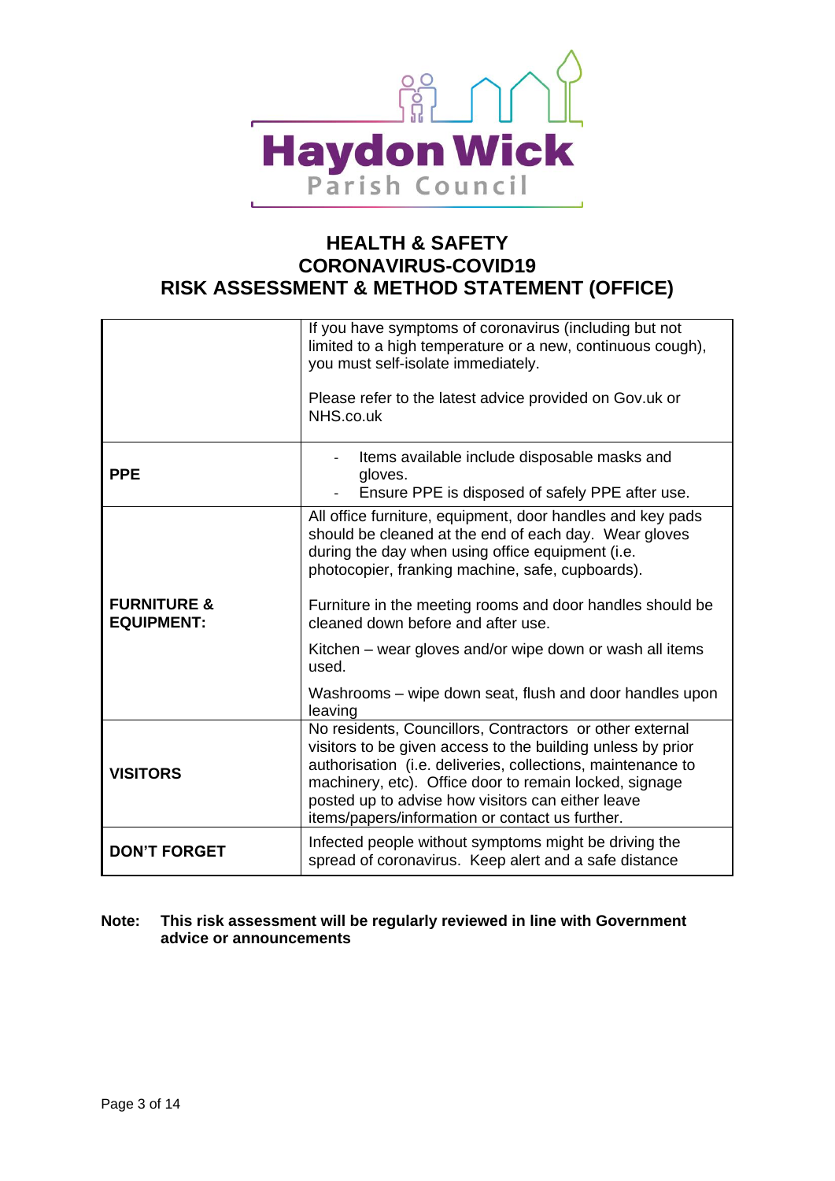Haydon Wick Parish Council

# HEALTH & SAFETY
# CORONAVIRUS-COVID19
# RISK ASSESSMENT & METHOD STATEMENT (OFFICE)

| | |
|---|---|
| | If you have symptoms of coronavirus (including but not limited to a high temperature or a new, continuous cough), you must self-isolate immediately.<br><br>Please refer to the latest advice provided on Gov.uk or NHS.co.uk |
| **PPE** | - Items available include disposable masks and gloves.<br>- Ensure PPE is disposed of safely PPE after use. |
| **FURNITURE & EQUIPMENT:** | All office furniture, equipment, door handles and key pads should be cleaned at the end of each day. Wear gloves during the day when using office equipment (i.e. photocopier, franking machine, safe, cupboards).<br><br>Furniture in the meeting rooms and door handles should be cleaned down before and after use.<br><br>Kitchen – wear gloves and/or wipe down or wash all items used.<br><br>Washrooms – wipe down seat, flush and door handles upon leaving |
| **VISITORS** | No residents, Councillors, Contractors or other external visitors to be given access to the building unless by prior authorisation (i.e. deliveries, collections, maintenance to machinery, etc). Office door to remain locked, signage posted up to advise how visitors can either leave items/papers/information or contact us further. |
| **DON'T FORGET** | Infected people without symptoms might be driving the spread of coronavirus. Keep alert and a safe distance |

**Note: This risk assessment will be regularly reviewed in line with Government advice or announcements**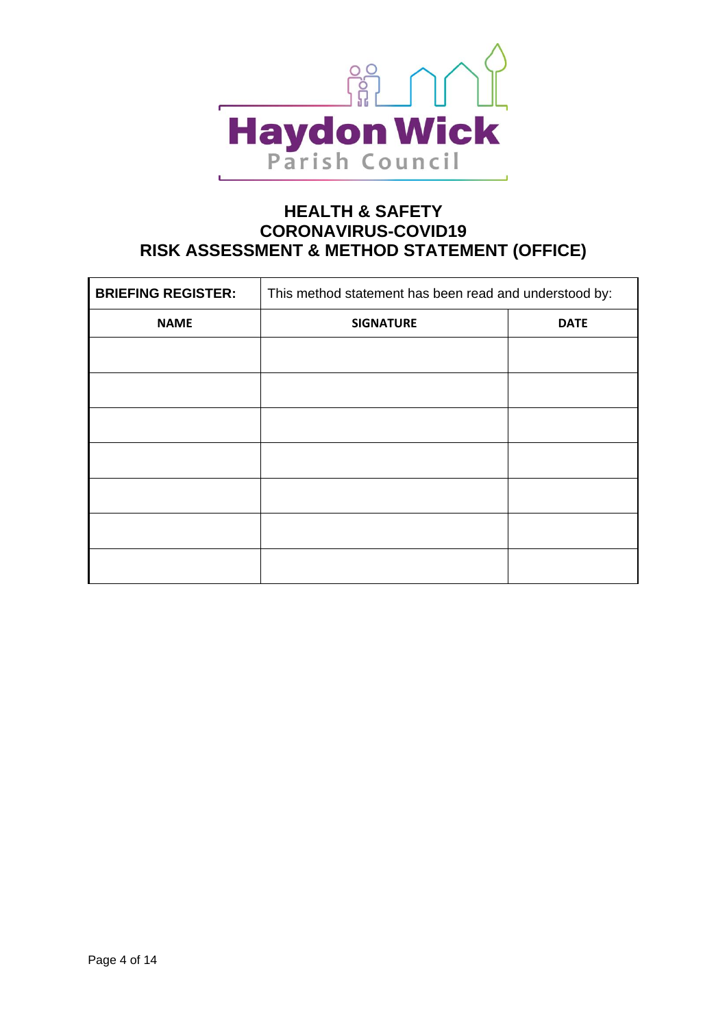Haydon Wick
Parish Council

# HEALTH & SAFETY
# CORONAVIRUS-COVID19
# RISK ASSESSMENT & METHOD STATEMENT (OFFICE)

| **BRIEFING REGISTER:** | This method statement has been read and understood by: | |
|---|---|---|
| **NAME** | **SIGNATURE** | **DATE** |
| | | |
| | | |
| | | |
| | | |
| | | |
| | | |
| | | |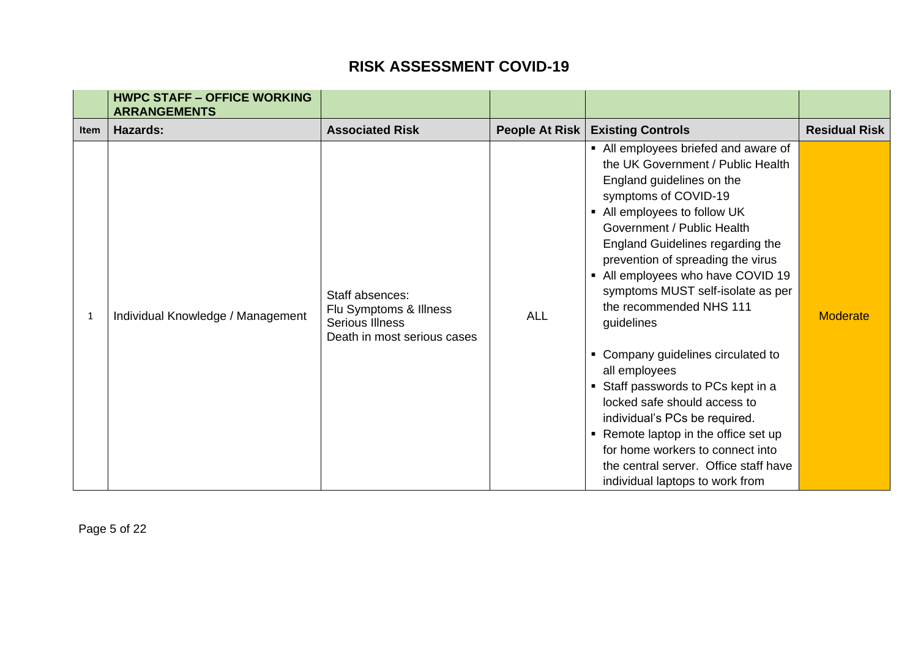# RISK ASSESSMENT COVID-19

| | HWPC STAFF – OFFICE WORKING ARRANGEMENTS | | | | |
|---|---|---|---|---|---|
| **Item** | **Hazards:** | **Associated Risk** | **People At Risk** | **Existing Controls** | **Residual Risk** |
| 1 | Individual Knowledge / Management | Staff absences:<br>Flu Symptoms & Illness<br>Serious Illness<br>Death in most serious cases | ALL | ▪ All employees briefed and aware of the UK Government / Public Health England guidelines on the symptoms of COVID-19<br>▪ All employees to follow UK Government / Public Health England Guidelines regarding the prevention of spreading the virus<br>▪ All employees who have COVID 19 symptoms MUST self-isolate as per the recommended NHS 111 guidelines<br><br>▪ Company guidelines circulated to all employees<br>▪ Staff passwords to PCs kept in a locked safe should access to individual's PCs be required.<br>▪ Remote laptop in the office set up for home workers to connect into the central server. Office staff have individual laptops to work from | Moderate |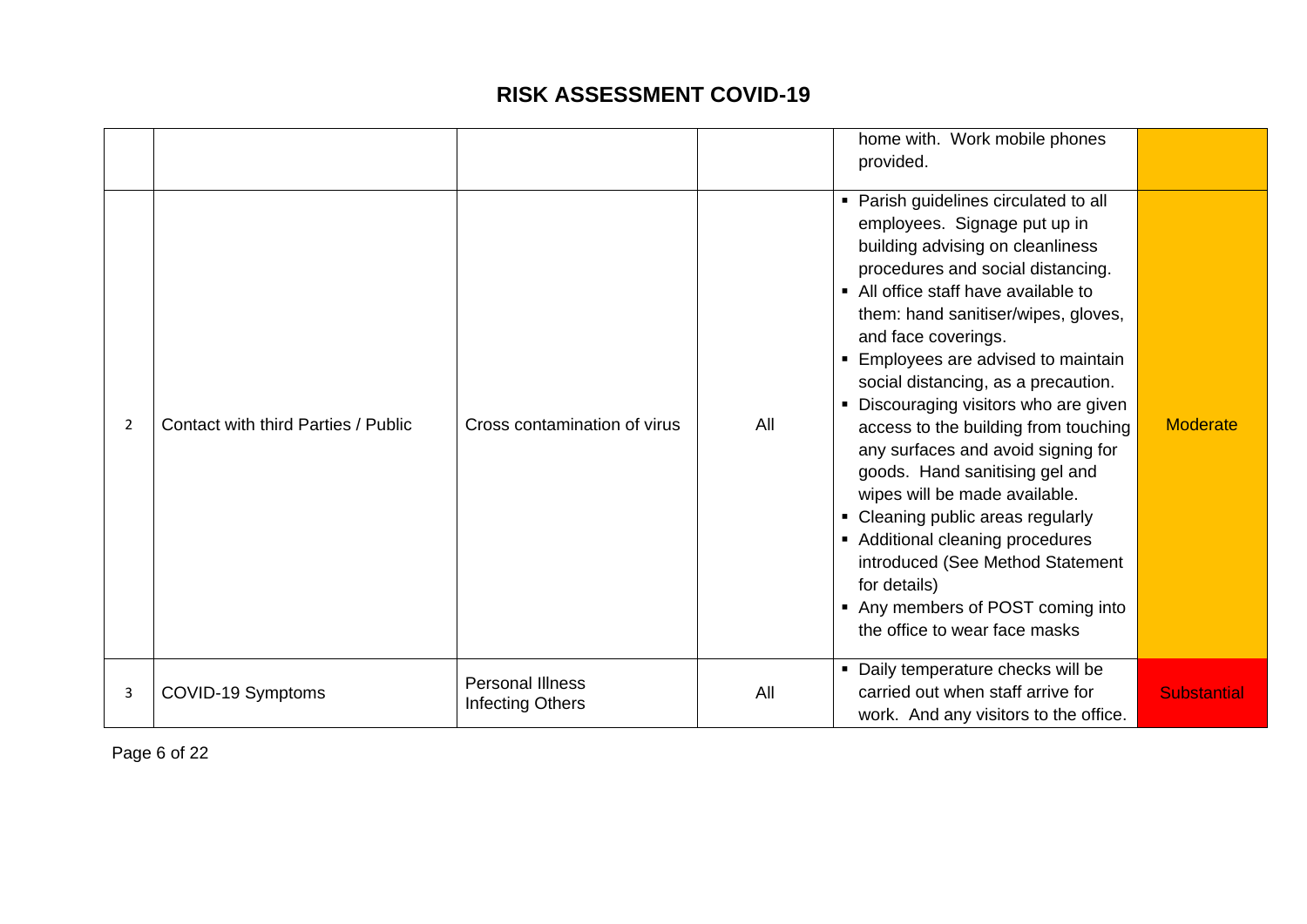# RISK ASSESSMENT COVID-19

| | | | | | |
|---|---|---|---|---|---|
| | | | | home with. Work mobile phones provided. | |
| 2 | Contact with third Parties / Public | Cross contamination of virus | All | ▪ Parish guidelines circulated to all employees. Signage put up in building advising on cleanliness procedures and social distancing.<br>▪ All office staff have available to them: hand sanitiser/wipes, gloves, and face coverings.<br>▪ Employees are advised to maintain social distancing, as a precaution.<br>▪ Discouraging visitors who are given access to the building from touching any surfaces and avoid signing for goods. Hand sanitising gel and wipes will be made available.<br>▪ Cleaning public areas regularly<br>▪ Additional cleaning procedures introduced (See Method Statement for details)<br>▪ Any members of POST coming into the office to wear face masks | Moderate |
| 3 | COVID-19 Symptoms | Personal Illness<br>Infecting Others | All | ▪ Daily temperature checks will be carried out when staff arrive for work. And any visitors to the office. | Substantial |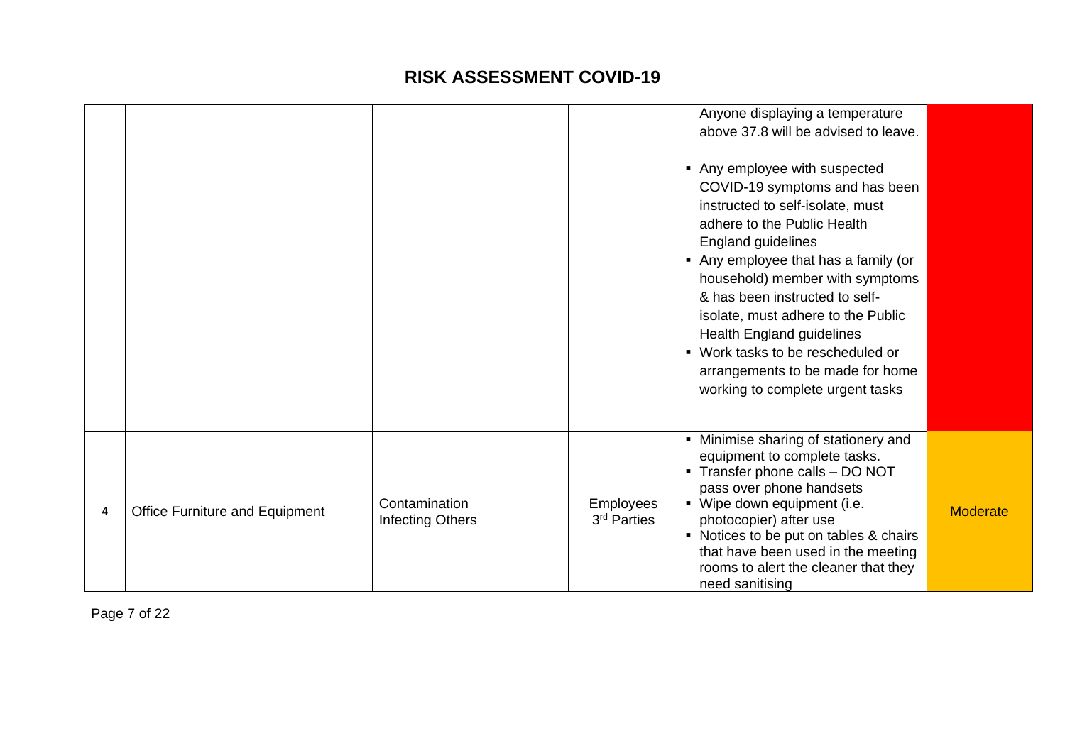# RISK ASSESSMENT COVID-19

| | | | | | |
|---|---|---|---|---|---|
| | | | | Anyone displaying a temperature above 37.8 will be advised to leave.<br><br>▪ Any employee with suspected COVID-19 symptoms and has been instructed to self-isolate, must adhere to the Public Health England guidelines<br>▪ Any employee that has a family (or household) member with symptoms & has been instructed to self-isolate, must adhere to the Public Health England guidelines<br>▪ Work tasks to be rescheduled or arrangements to be made for home working to complete urgent tasks | |
| 4 | Office Furniture and Equipment | Contamination<br>Infecting Others | Employees<br>3rd Parties | ▪ Minimise sharing of stationery and equipment to complete tasks.<br>▪ Transfer phone calls – DO NOT pass over phone handsets<br>▪ Wipe down equipment (i.e. photocopier) after use<br>▪ Notices to be put on tables & chairs that have been used in the meeting rooms to alert the cleaner that they need sanitising | Moderate |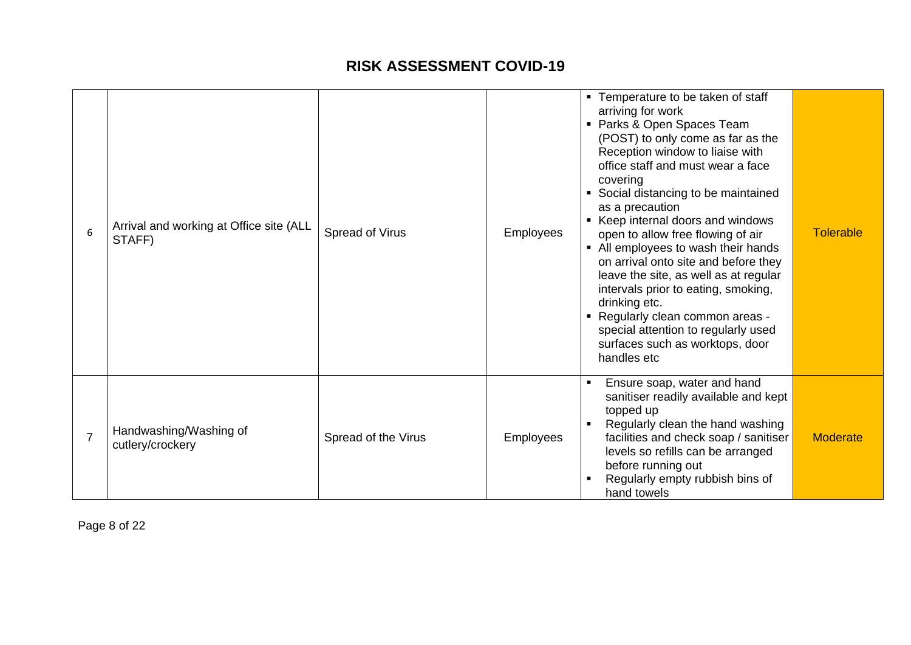# RISK ASSESSMENT COVID-19

| | | | | | |
|---|---|---|---|---|---|
| 6 | Arrival and working at Office site (ALL STAFF) | Spread of Virus | Employees | ▪ Temperature to be taken of staff arriving for work<br>▪ Parks & Open Spaces Team (POST) to only come as far as the Reception window to liaise with office staff and must wear a face covering<br>▪ Social distancing to be maintained as a precaution<br>▪ Keep internal doors and windows open to allow free flowing of air<br>▪ All employees to wash their hands on arrival onto site and before they leave the site, as well as at regular intervals prior to eating, smoking, drinking etc.<br>▪ Regularly clean common areas - special attention to regularly used surfaces such as worktops, door handles etc | Tolerable |
| 7 | Handwashing/Washing of cutlery/crockery | Spread of the Virus | Employees | ▪ Ensure soap, water and hand sanitiser readily available and kept topped up<br>▪ Regularly clean the hand washing facilities and check soap / sanitiser levels so refills can be arranged before running out<br>▪ Regularly empty rubbish bins of hand towels | Moderate |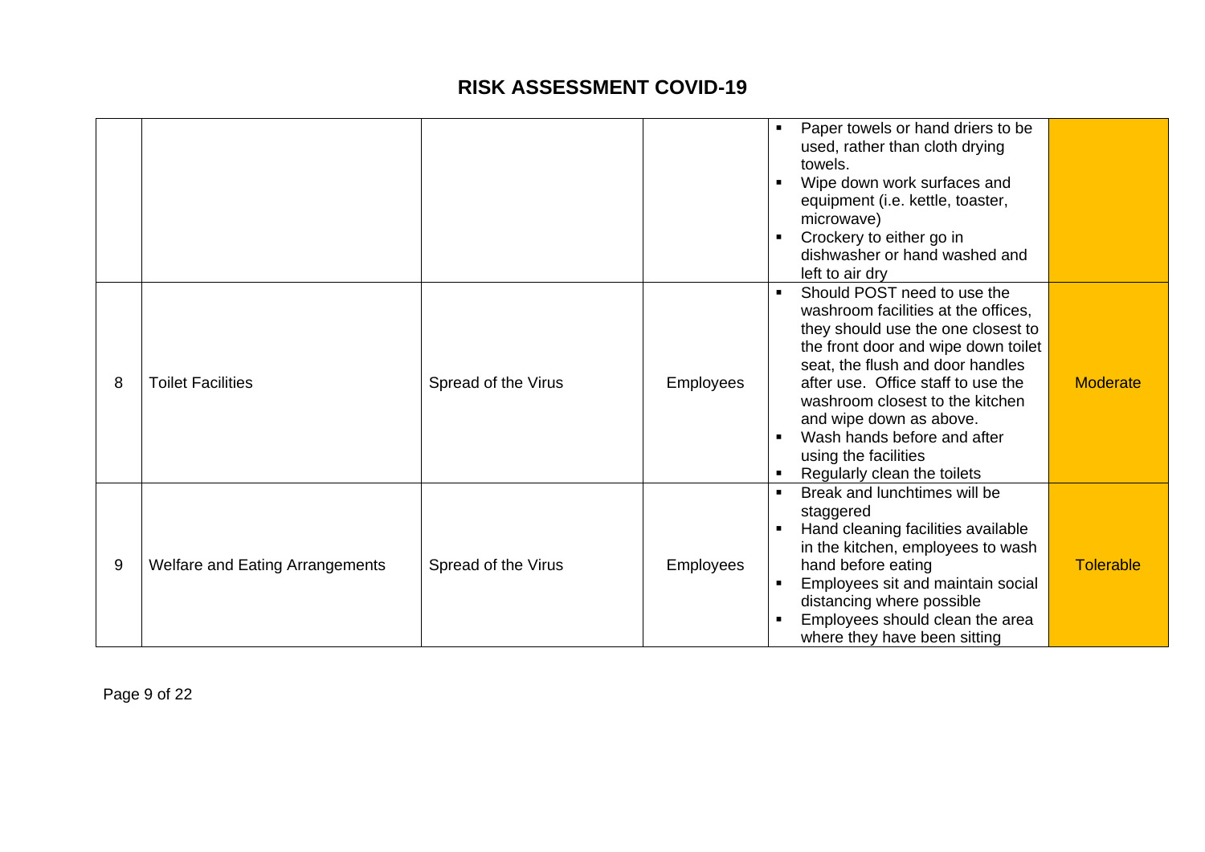# RISK ASSESSMENT COVID-19

| | | | | | |
|---|---|---|---|---|---|
| | | | | ▪ Paper towels or hand driers to be used, rather than cloth drying towels.<br>▪ Wipe down work surfaces and equipment (i.e. kettle, toaster, microwave)<br>▪ Crockery to either go in dishwasher or hand washed and left to air dry | |
| 8 | Toilet Facilities | Spread of the Virus | Employees | ▪ Should POST need to use the washroom facilities at the offices, they should use the one closest to the front door and wipe down toilet seat, the flush and door handles after use. Office staff to use the washroom closest to the kitchen and wipe down as above.<br>▪ Wash hands before and after using the facilities<br>▪ Regularly clean the toilets | Moderate |
| 9 | Welfare and Eating Arrangements | Spread of the Virus | Employees | ▪ Break and lunchtimes will be staggered<br>▪ Hand cleaning facilities available in the kitchen, employees to wash hand before eating<br>▪ Employees sit and maintain social distancing where possible<br>▪ Employees should clean the area where they have been sitting | Tolerable |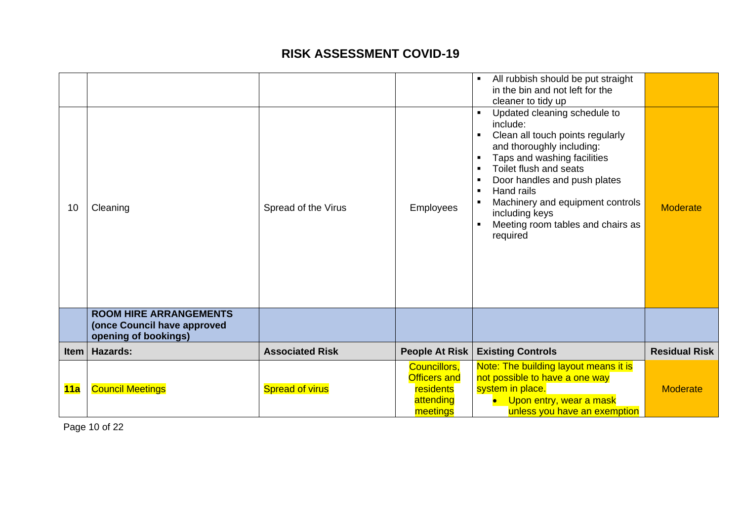# RISK ASSESSMENT COVID-19

| Item | Hazards: | Associated Risk | People At Risk | Existing Controls | Residual Risk |
|---|---|---|---|---|---|
| | | | | ▪ All rubbish should be put straight in the bin and not left for the cleaner to tidy up | |
| 10 | Cleaning | Spread of the Virus | Employees | ▪ Updated cleaning schedule to include:<br>▪ Clean all touch points regularly and thoroughly including:<br>▪ Taps and washing facilities<br>▪ Toilet flush and seats<br>▪ Door handles and push plates<br>▪ Hand rails<br>▪ Machinery and equipment controls including keys<br>▪ Meeting room tables and chairs as required | Moderate |
| | **ROOM HIRE ARRANGEMENTS (once Council have approved opening of bookings)** | | | | |
| **Item** | **Hazards:** | **Associated Risk** | **People At Risk** | **Existing Controls** | **Residual Risk** |
| **11a** | Council Meetings | Spread of virus | Councillors, Officers and residents attending meetings | Note: The building layout means it is not possible to have a one way system in place.<br>• Upon entry, wear a mask unless you have an exemption | Moderate |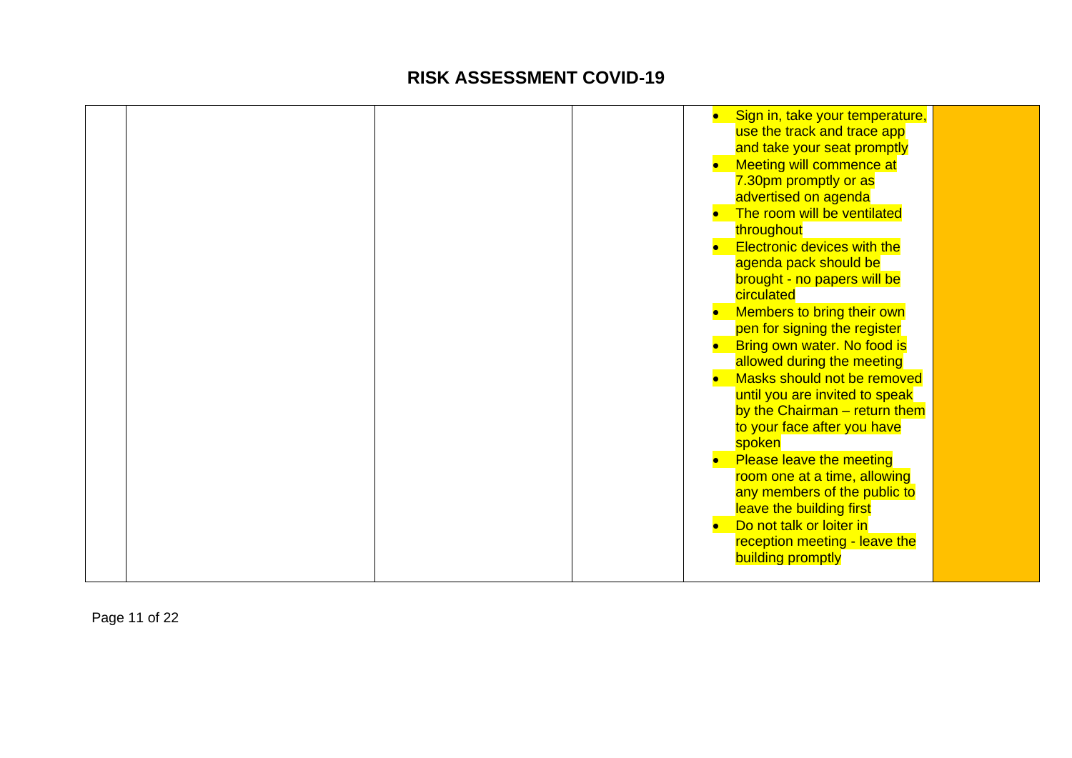# RISK ASSESSMENT COVID-19

| | | | | | |
|---|---|---|---|---|---|
| | | | | • Sign in, take your temperature, use the track and trace app and take your seat promptly<br>• Meeting will commence at 7.30pm promptly or as advertised on agenda<br>• The room will be ventilated throughout<br>• Electronic devices with the agenda pack should be brought - no papers will be circulated<br>• Members to bring their own pen for signing the register<br>• Bring own water. No food is allowed during the meeting<br>• Masks should not be removed until you are invited to speak by the Chairman – return them to your face after you have spoken<br>• Please leave the meeting room one at a time, allowing any members of the public to leave the building first<br>• Do not talk or loiter in reception meeting - leave the building promptly | |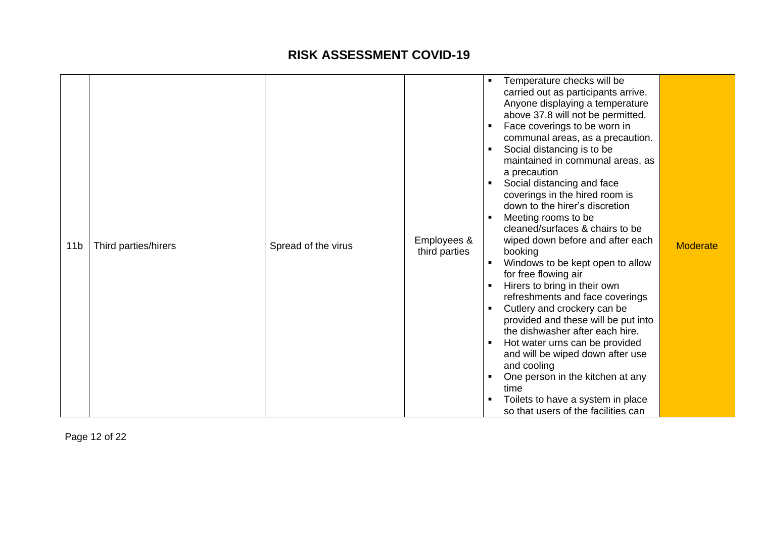# RISK ASSESSMENT COVID-19

| | | | | | |
|---|---|---|---|---|---|
| 11b | Third parties/hirers | Spread of the virus | Employees & third parties | ▪ Temperature checks will be carried out as participants arrive. Anyone displaying a temperature above 37.8 will not be permitted.<br>▪ Face coverings to be worn in communal areas, as a precaution.<br>▪ Social distancing is to be maintained in communal areas, as a precaution<br>▪ Social distancing and face coverings in the hired room is down to the hirer's discretion<br>▪ Meeting rooms to be cleaned/surfaces & chairs to be wiped down before and after each booking<br>▪ Windows to be kept open to allow for free flowing air<br>▪ Hirers to bring in their own refreshments and face coverings<br>▪ Cutlery and crockery can be provided and these will be put into the dishwasher after each hire.<br>▪ Hot water urns can be provided and will be wiped down after use and cooling<br>▪ One person in the kitchen at any time<br>▪ Toilets to have a system in place so that users of the facilities can | Moderate |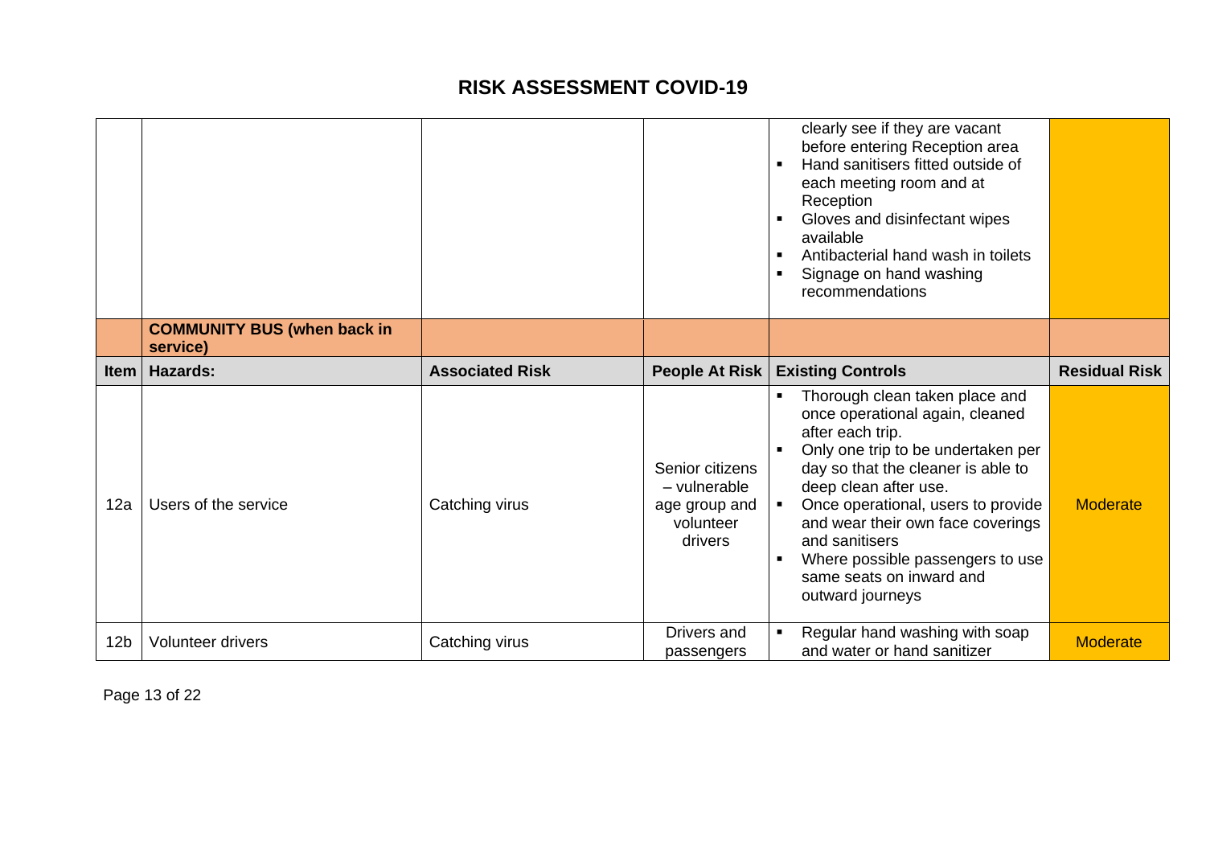# RISK ASSESSMENT COVID-19

| | | | | | |
|---|---|---|---|---|---|
| | | | | clearly see if they are vacant before entering Reception area<br>▪ Hand sanitisers fitted outside of each meeting room and at Reception<br>▪ Gloves and disinfectant wipes available<br>▪ Antibacterial hand wash in toilets<br>▪ Signage on hand washing recommendations | |
| | **COMMUNITY BUS (when back in service)** | | | | |
| **Item** | **Hazards:** | **Associated Risk** | **People At Risk** | **Existing Controls** | **Residual Risk** |
| 12a | Users of the service | Catching virus | Senior citizens – vulnerable age group and volunteer drivers | ▪ Thorough clean taken place and once operational again, cleaned after each trip.<br>▪ Only one trip to be undertaken per day so that the cleaner is able to deep clean after use.<br>▪ Once operational, users to provide and wear their own face coverings and sanitisers<br>▪ Where possible passengers to use same seats on inward and outward journeys | Moderate |
| 12b | Volunteer drivers | Catching virus | Drivers and passengers | ▪ Regular hand washing with soap and water or hand sanitizer | Moderate |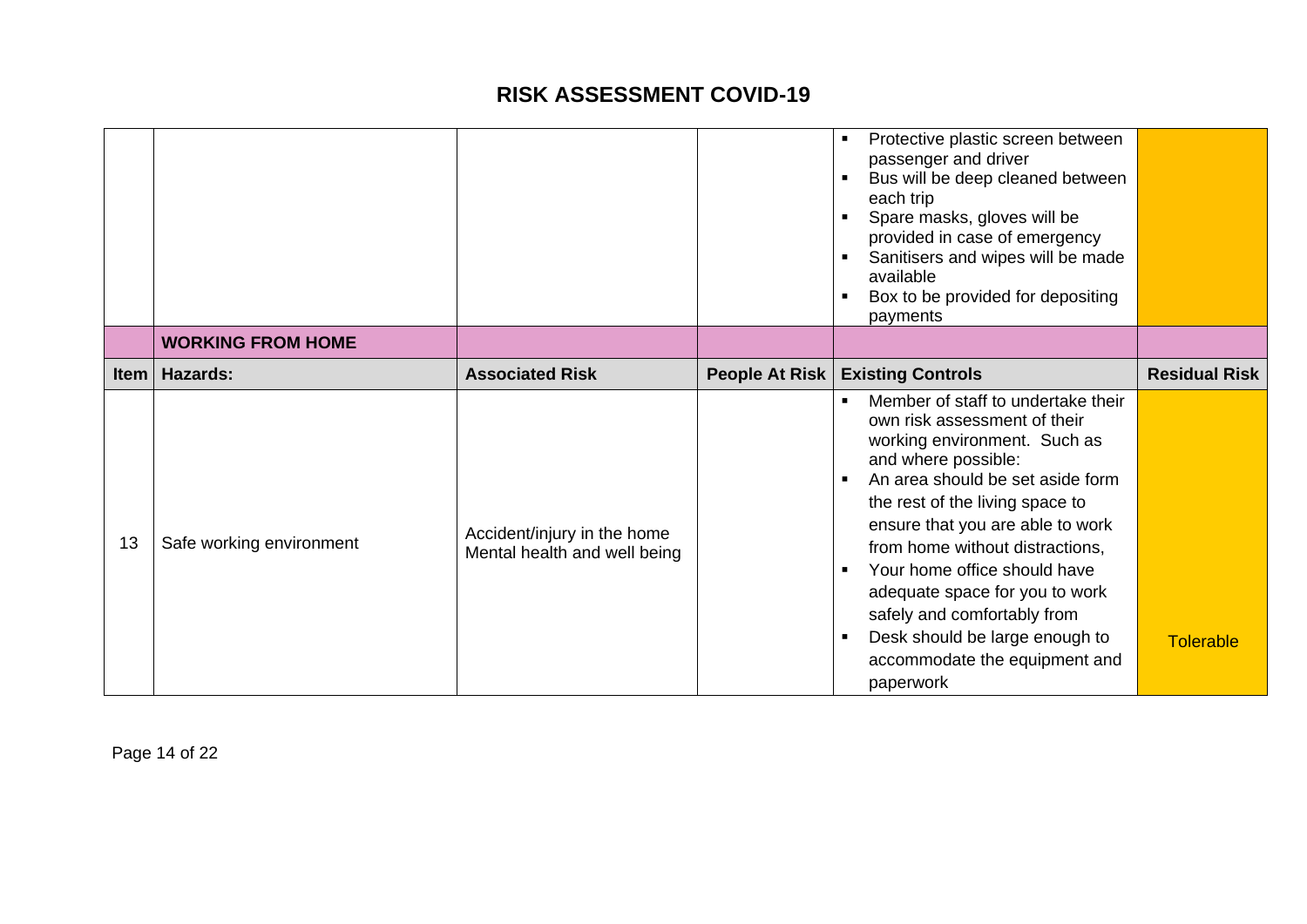# RISK ASSESSMENT COVID-19

| Item | Hazards: | Associated Risk | People At Risk | Existing Controls | Residual Risk |
|---|---|---|---|---|---|
| | | | | ▪ Protective plastic screen between passenger and driver<br>▪ Bus will be deep cleaned between each trip<br>▪ Spare masks, gloves will be provided in case of emergency<br>▪ Sanitisers and wipes will be made available<br>▪ Box to be provided for depositing payments | |
| | **WORKING FROM HOME** | | | | |
| **Item** | **Hazards:** | **Associated Risk** | **People At Risk** | **Existing Controls** | **Residual Risk** |
| 13 | Safe working environment | Accident/injury in the home<br>Mental health and well being | | ▪ Member of staff to undertake their own risk assessment of their working environment. Such as and where possible:<br>▪ An area should be set aside form the rest of the living space to ensure that you are able to work from home without distractions,<br>▪ Your home office should have adequate space for you to work safely and comfortably from<br>▪ Desk should be large enough to accommodate the equipment and paperwork | Tolerable |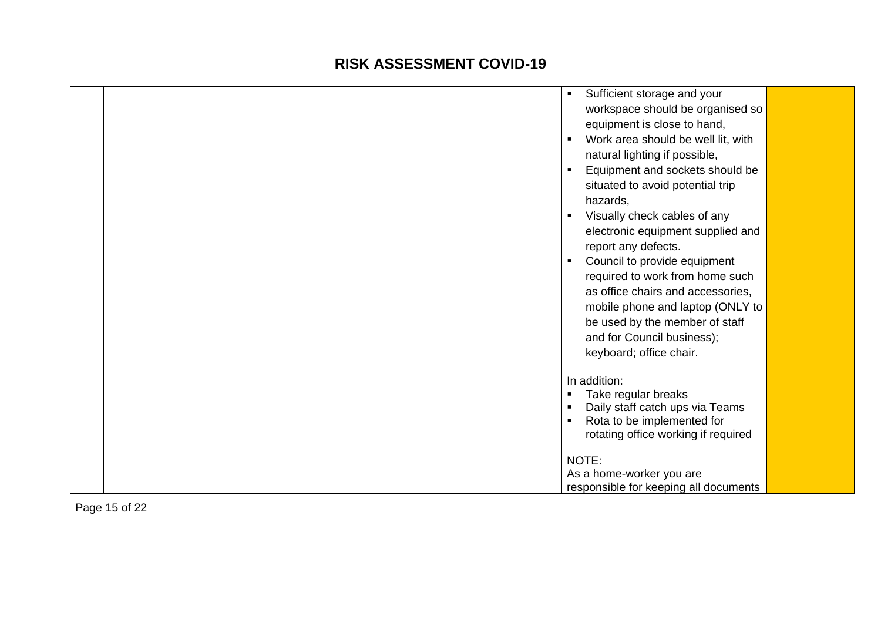# RISK ASSESSMENT COVID-19

| | | | | | |
|---|---|---|---|---|---|
| | | | | ▪ Sufficient storage and your workspace should be organised so equipment is close to hand,<br>▪ Work area should be well lit, with natural lighting if possible,<br>▪ Equipment and sockets should be situated to avoid potential trip hazards,<br>▪ Visually check cables of any electronic equipment supplied and report any defects.<br>▪ Council to provide equipment required to work from home such as office chairs and accessories, mobile phone and laptop (ONLY to be used by the member of staff and for Council business); keyboard; office chair.<br><br>In addition:<br>▪ Take regular breaks<br>▪ Daily staff catch ups via Teams<br>▪ Rota to be implemented for rotating office working if required<br><br>NOTE:<br>As a home-worker you are responsible for keeping all documents | |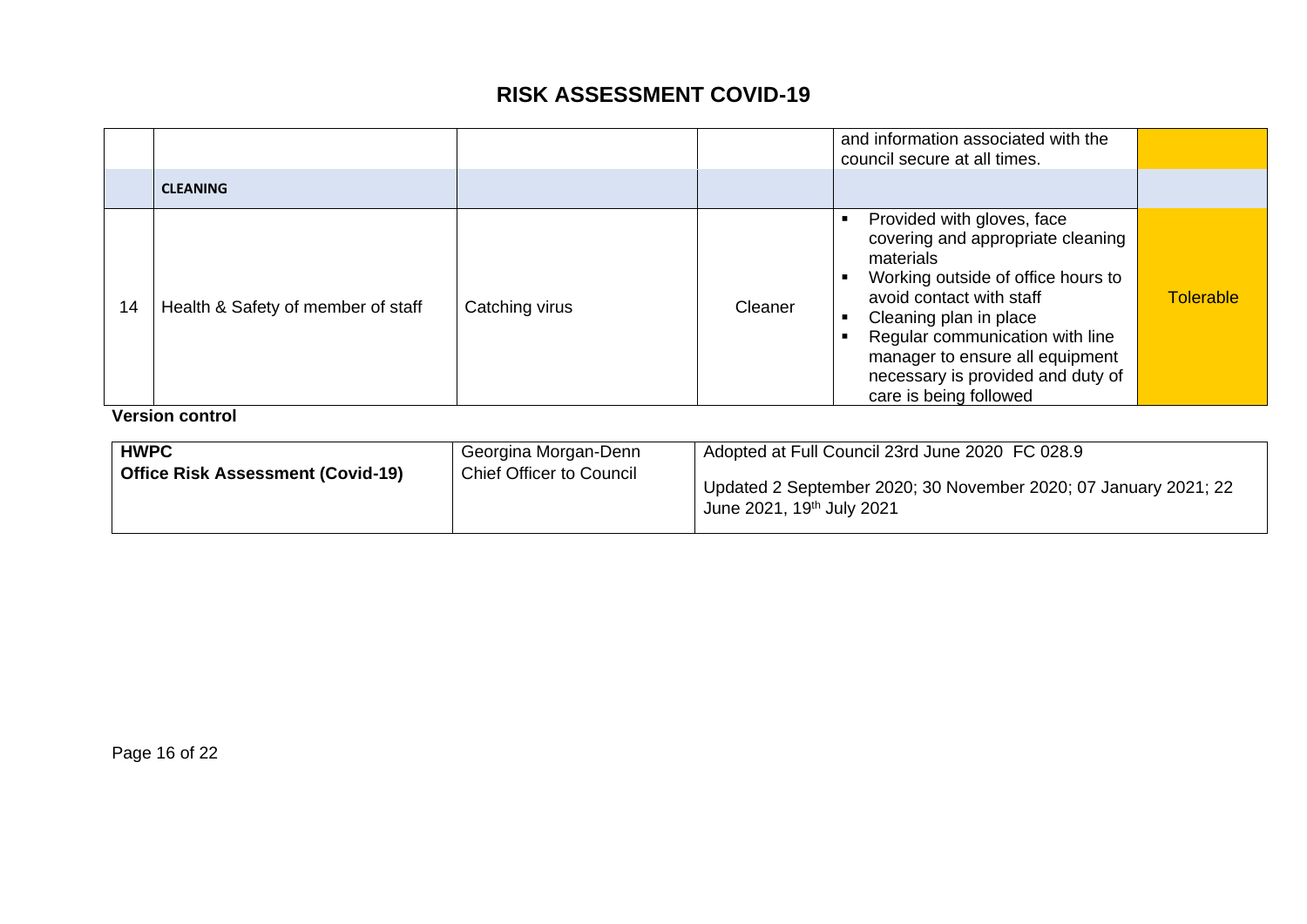# RISK ASSESSMENT COVID-19

| | | | | | |
|---|---|---|---|---|---|
| | | | | and information associated with the council secure at all times. | |
| | **CLEANING** | | | | |
| 14 | Health & Safety of member of staff | Catching virus | Cleaner | ▪ Provided with gloves, face covering and appropriate cleaning materials<br>▪ Working outside of office hours to avoid contact with staff<br>▪ Cleaning plan in place<br>▪ Regular communication with line manager to ensure all equipment necessary is provided and duty of care is being followed | Tolerable |

**Version control**

| | | |
|---|---|---|
| **HWPC**<br>**Office Risk Assessment (Covid-19)** | Georgina Morgan-Denn<br>Chief Officer to Council | Adopted at Full Council 23rd June 2020 FC 028.9<br><br>Updated 2 September 2020; 30 November 2020; 07 January 2021; 22 June 2021, 19th July 2021 |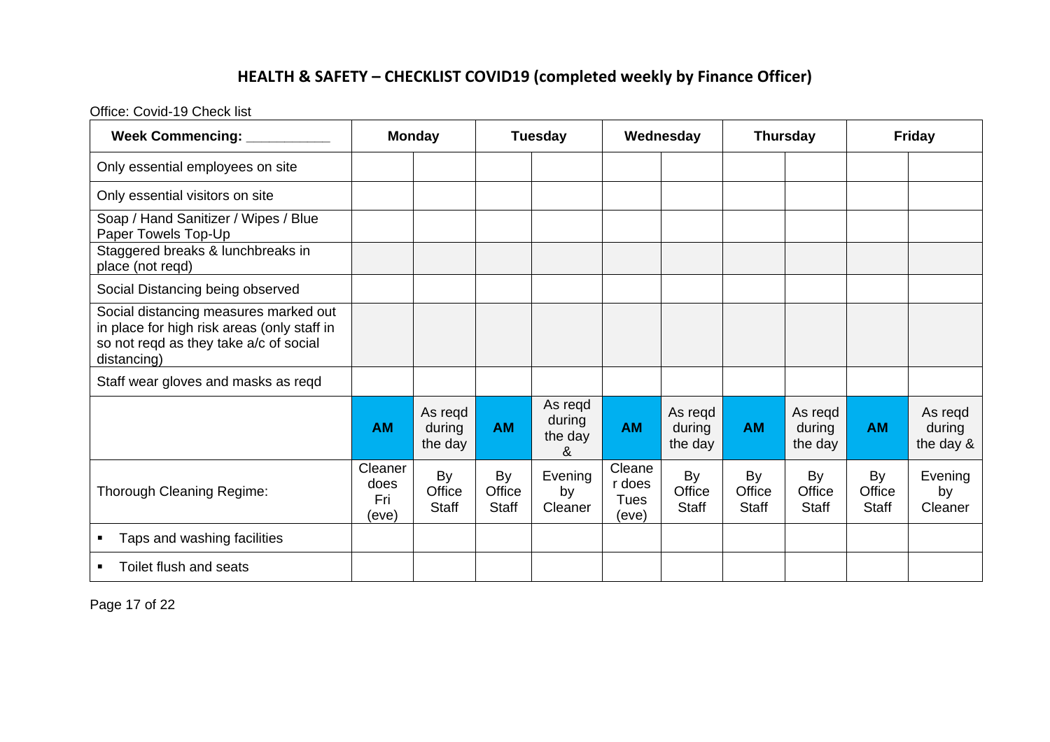## HEALTH & SAFETY – CHECKLIST COVID19 (completed weekly by Finance Officer)

Office: Covid-19 Check list

| Week Commencing: ___________ | Monday | | Tuesday | | Wednesday | | Thursday | | Friday | |
|---|---|---|---|---|---|---|---|---|---|---|
| Only essential employees on site | | | | | | | | | | |
| Only essential visitors on site | | | | | | | | | | |
| Soap / Hand Sanitizer / Wipes / Blue Paper Towels Top-Up | | | | | | | | | | |
| Staggered breaks & lunchbreaks in place (not reqd) | | | | | | | | | | |
| Social Distancing being observed | | | | | | | | | | |
| Social distancing measures marked out in place for high risk areas (only staff in so not reqd as they take a/c of social distancing) | | | | | | | | | | |
| Staff wear gloves and masks as reqd | | | | | | | | | | |
| | **AM** | As reqd during the day | **AM** | As reqd during the day & | **AM** | As reqd during the day | **AM** | As reqd during the day | **AM** | As reqd during the day & |
| Thorough Cleaning Regime: | Cleaner does Fri (eve) | By Office Staff | By Office Staff | Evening by Cleaner | Cleaner does Tues (eve) | By Office Staff | By Office Staff | By Office Staff | By Office Staff | Evening by Cleaner |
| ▪ Taps and washing facilities | | | | | | | | | | |
| ▪ Toilet flush and seats | | | | | | | | | | |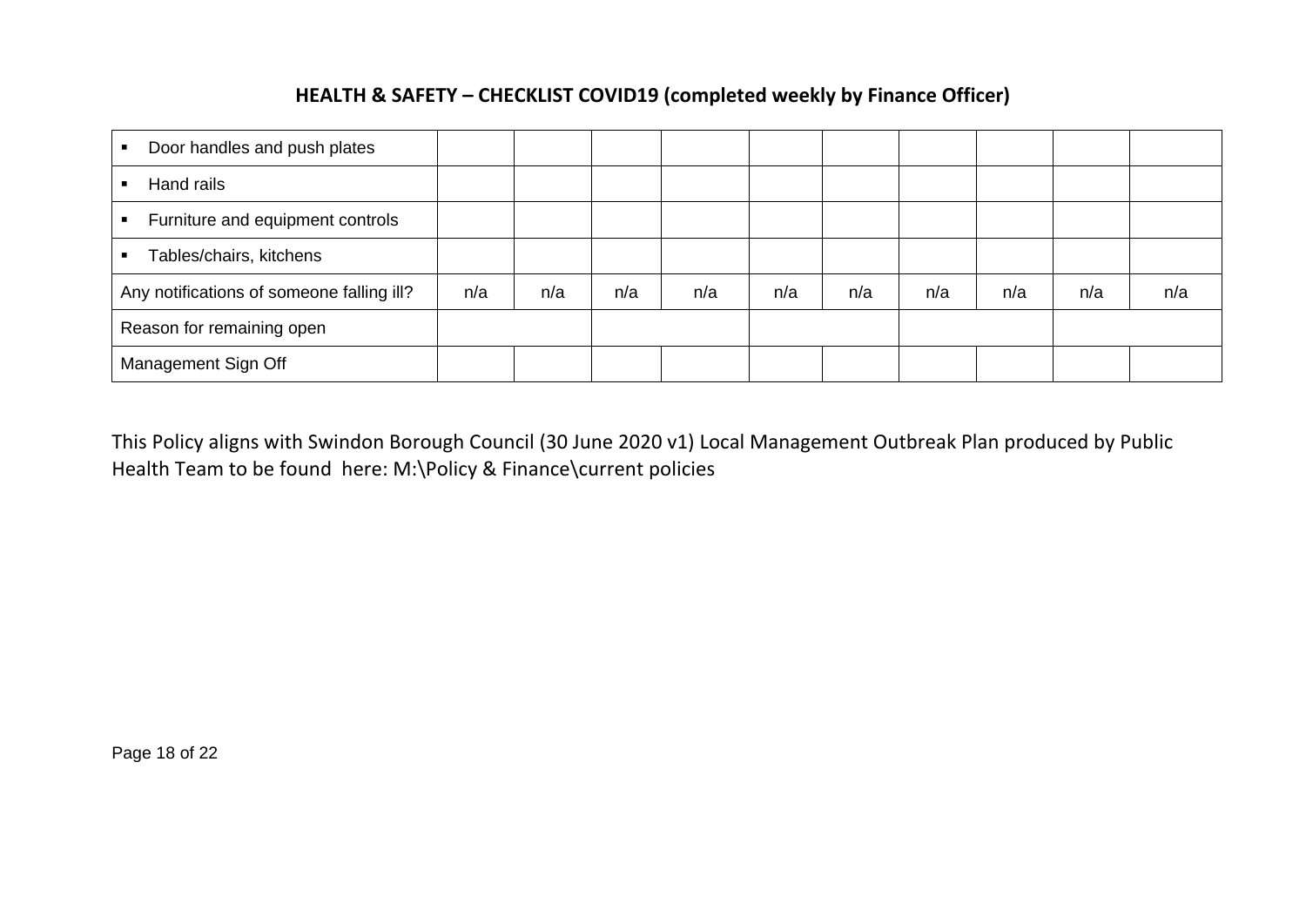**HEALTH & SAFETY – CHECKLIST COVID19 (completed weekly by Finance Officer)**

| | | | | | | | | | | |
|---|---|---|---|---|---|---|---|---|---|---|
| ▪ Door handles and push plates | | | | | | | | | | |
| ▪ Hand rails | | | | | | | | | | |
| ▪ Furniture and equipment controls | | | | | | | | | | |
| ▪ Tables/chairs, kitchens | | | | | | | | | | |
| Any notifications of someone falling ill? | n/a | n/a | n/a | n/a | n/a | n/a | n/a | n/a | n/a | n/a |
| Reason for remaining open | | | | | | | | | | |
| Management Sign Off | | | | | | | | | | |

This Policy aligns with Swindon Borough Council (30 June 2020 v1) Local Management Outbreak Plan produced by Public Health Team to be found here: M:\Policy & Finance\current policies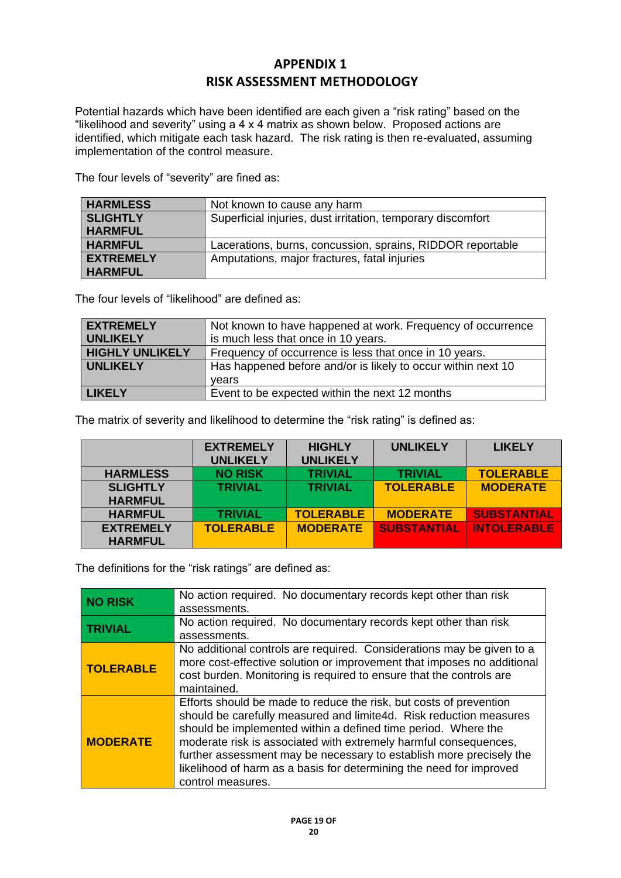# APPENDIX 1
# RISK ASSESSMENT METHODOLOGY

Potential hazards which have been identified are each given a "risk rating" based on the "likelihood and severity" using a 4 x 4 matrix as shown below. Proposed actions are identified, which mitigate each task hazard. The risk rating is then re-evaluated, assuming implementation of the control measure.

The four levels of "severity" are fined as:

| | |
|---|---|
| **HARMLESS** | Not known to cause any harm |
| **SLIGHTLY HARMFUL** | Superficial injuries, dust irritation, temporary discomfort |
| **HARMFUL** | Lacerations, burns, concussion, sprains, RIDDOR reportable |
| **EXTREMELY HARMFUL** | Amputations, major fractures, fatal injuries |

The four levels of "likelihood" are defined as:

| | |
|---|---|
| **EXTREMELY UNLIKELY** | Not known to have happened at work. Frequency of occurrence is much less that once in 10 years. |
| **HIGHLY UNLIKELY** | Frequency of occurrence is less that once in 10 years. |
| **UNLIKELY** | Has happened before and/or is likely to occur within next 10 years |
| **LIKELY** | Event to be expected within the next 12 months |

The matrix of severity and likelihood to determine the "risk rating" is defined as:

| | **EXTREMELY UNLIKELY** | **HIGHLY UNLIKELY** | **UNLIKELY** | **LIKELY** |
|---|---|---|---|---|
| **HARMLESS** | **NO RISK** | **TRIVIAL** | **TRIVIAL** | **TOLERABLE** |
| **SLIGHTLY HARMFUL** | **TRIVIAL** | **TRIVIAL** | **TOLERABLE** | **MODERATE** |
| **HARMFUL** | **TRIVIAL** | **TOLERABLE** | **MODERATE** | **SUBSTANTIAL** |
| **EXTREMELY HARMFUL** | **TOLERABLE** | **MODERATE** | **SUBSTANTIAL** | **INTOLERABLE** |

The definitions for the "risk ratings" are defined as:

| | |
|---|---|
| **NO RISK** | No action required. No documentary records kept other than risk assessments. |
| **TRIVIAL** | No action required. No documentary records kept other than risk assessments. |
| **TOLERABLE** | No additional controls are required. Considerations may be given to a more cost-effective solution or improvement that imposes no additional cost burden. Monitoring is required to ensure that the controls are maintained. |
| **MODERATE** | Efforts should be made to reduce the risk, but costs of prevention should be carefully measured and limite4d. Risk reduction measures should be implemented within a defined time period. Where the moderate risk is associated with extremely harmful consequences, further assessment may be necessary to establish more precisely the likelihood of harm as a basis for determining the need for improved control measures. |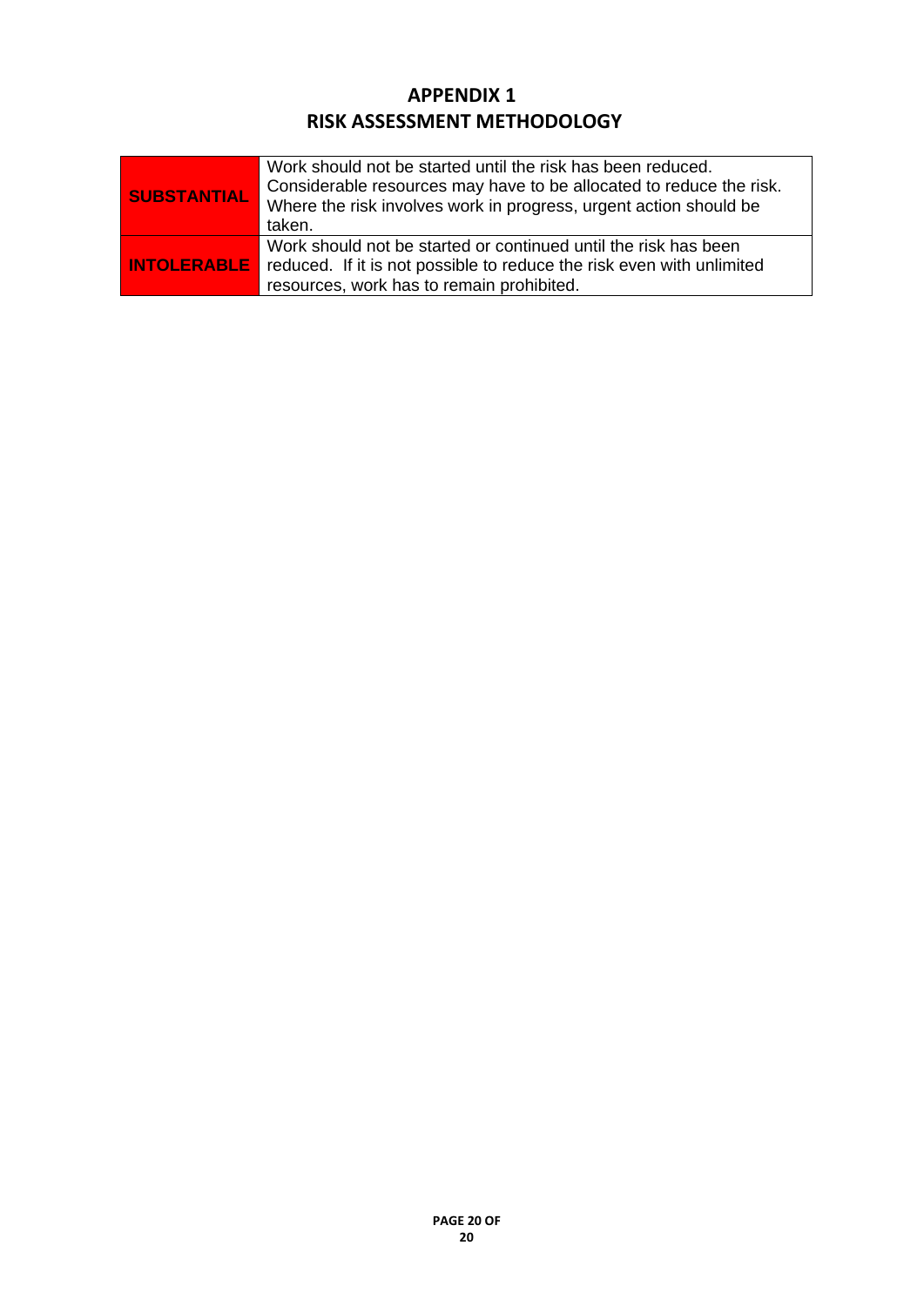# APPENDIX 1
# RISK ASSESSMENT METHODOLOGY

| | |
|---|---|
| **SUBSTANTIAL** | Work should not be started until the risk has been reduced. Considerable resources may have to be allocated to reduce the risk. Where the risk involves work in progress, urgent action should be taken. |
| **INTOLERABLE** | Work should not be started or continued until the risk has been reduced. If it is not possible to reduce the risk even with unlimited resources, work has to remain prohibited. |